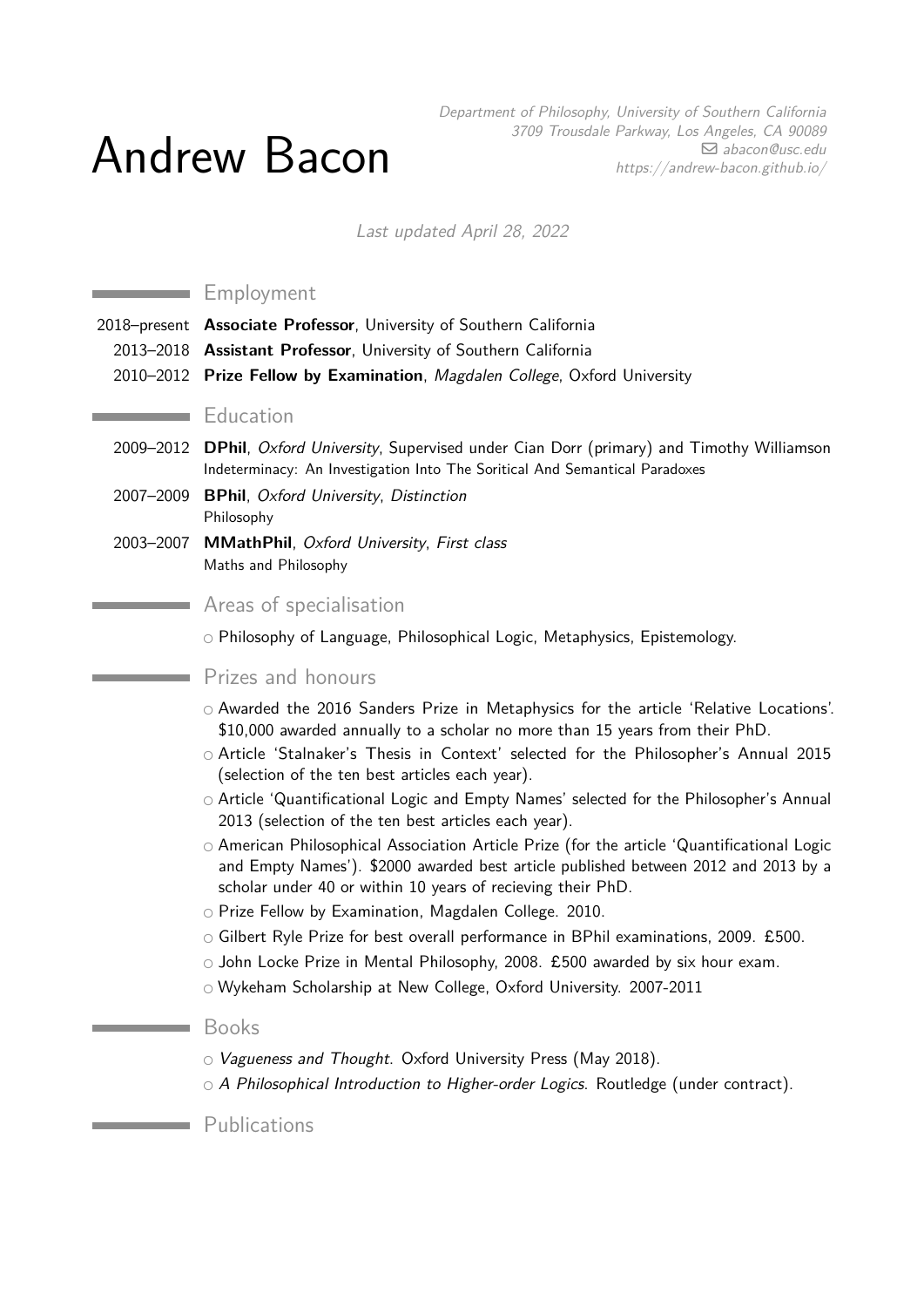# Andrew Bacon

*Department of Philosophy, University of Southern California*
*3709 Trousdale Parkway, Los Angeles, CA 90089*
*abacon@usc.edu*
*https://andrew-bacon.github.io/*

*Last updated April 28, 2022*

## Employment

2018–present **Associate Professor**, University of Southern California

2013–2018 **Assistant Professor**, University of Southern California

2010–2012 **Prize Fellow by Examination**, *Magdalen College*, Oxford University

## Education

2009–2012 **DPhil**, *Oxford University*, Supervised under Cian Dorr (primary) and Timothy Williamson
Indeterminacy: An Investigation Into The Soritical And Semantical Paradoxes

2007–2009 **BPhil**, *Oxford University*, *Distinction*
Philosophy

2003–2007 **MMathPhil**, *Oxford University*, *First class*
Maths and Philosophy

## Areas of specialisation

- Philosophy of Language, Philosophical Logic, Metaphysics, Epistemology.

## Prizes and honours

- Awarded the 2016 Sanders Prize in Metaphysics for the article 'Relative Locations'. $10,000 awarded annually to a scholar no more than 15 years from their PhD.
- Article 'Stalnaker's Thesis in Context' selected for the Philosopher's Annual 2015 (selection of the ten best articles each year).
- Article 'Quantificational Logic and Empty Names' selected for the Philosopher's Annual 2013 (selection of the ten best articles each year).
- American Philosophical Association Article Prize (for the article 'Quantificational Logic and Empty Names'). $2000 awarded best article published between 2012 and 2013 by a scholar under 40 or within 10 years of recieving their PhD.
- Prize Fellow by Examination, Magdalen College. 2010.
- Gilbert Ryle Prize for best overall performance in BPhil examinations, 2009. £500.
- John Locke Prize in Mental Philosophy, 2008. £500 awarded by six hour exam.
- Wykeham Scholarship at New College, Oxford University. 2007-2011

## Books

- *Vagueness and Thought*. Oxford University Press (May 2018).
- *A Philosophical Introduction to Higher-order Logics*. Routledge (under contract).

## Publications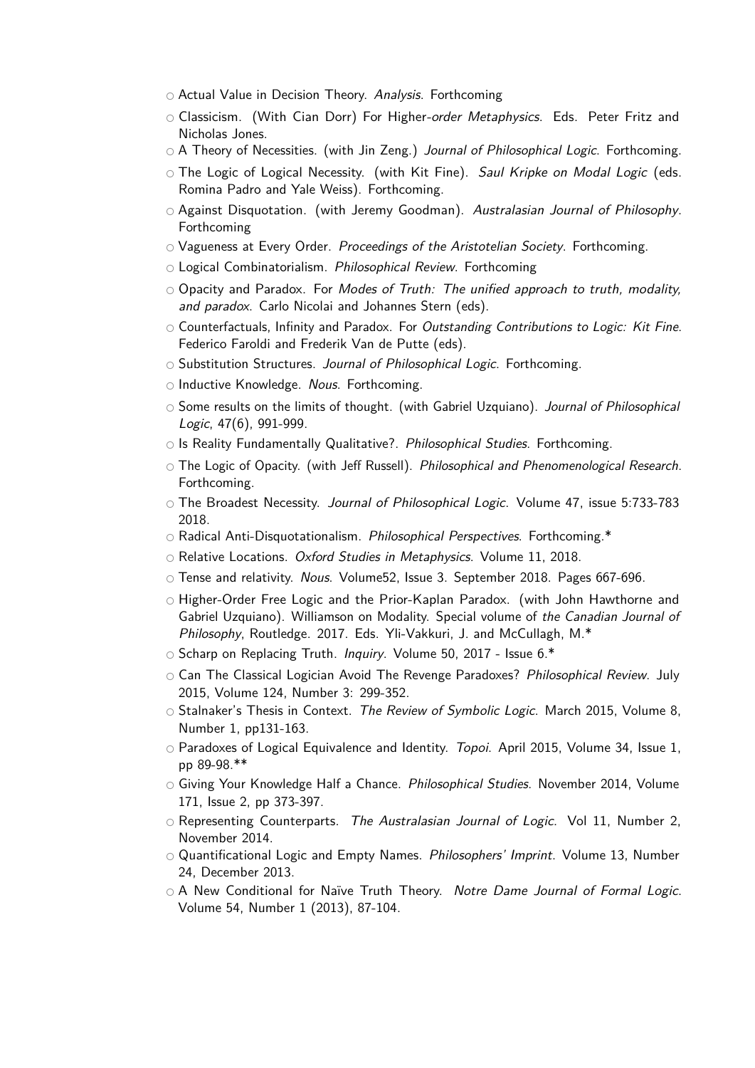- Actual Value in Decision Theory. *Analysis*. Forthcoming
- Classicism. (With Cian Dorr) For Higher-*order Metaphysics*. Eds. Peter Fritz and Nicholas Jones.
- A Theory of Necessities. (with Jin Zeng.) *Journal of Philosophical Logic*. Forthcoming.
- The Logic of Logical Necessity. (with Kit Fine). *Saul Kripke on Modal Logic* (eds. Romina Padro and Yale Weiss). Forthcoming.
- Against Disquotation. (with Jeremy Goodman). *Australasian Journal of Philosophy*. Forthcoming
- Vagueness at Every Order. *Proceedings of the Aristotelian Society*. Forthcoming.
- Logical Combinatorialism. *Philosophical Review*. Forthcoming
- Opacity and Paradox. For *Modes of Truth: The unified approach to truth, modality, and paradox*. Carlo Nicolai and Johannes Stern (eds).
- Counterfactuals, Infinity and Paradox. For *Outstanding Contributions to Logic: Kit Fine*. Federico Faroldi and Frederik Van de Putte (eds).
- Substitution Structures. *Journal of Philosophical Logic*. Forthcoming.
- Inductive Knowledge. *Nous*. Forthcoming.
- Some results on the limits of thought. (with Gabriel Uzquiano). *Journal of Philosophical Logic*, 47(6), 991-999.
- Is Reality Fundamentally Qualitative?. *Philosophical Studies*. Forthcoming.
- The Logic of Opacity. (with Jeff Russell). *Philosophical and Phenomenological Research*. Forthcoming.
- The Broadest Necessity. *Journal of Philosophical Logic*. Volume 47, issue 5:733-783 2018.
- Radical Anti-Disquotationalism. *Philosophical Perspectives*. Forthcoming.*
- Relative Locations. *Oxford Studies in Metaphysics*. Volume 11, 2018.
- Tense and relativity. *Nous*. Volume52, Issue 3. September 2018. Pages 667-696.
- Higher-Order Free Logic and the Prior-Kaplan Paradox. (with John Hawthorne and Gabriel Uzquiano). Williamson on Modality. Special volume of *the Canadian Journal of Philosophy*, Routledge. 2017. Eds. Yli-Vakkuri, J. and McCullagh, M.*
- Scharp on Replacing Truth. *Inquiry*. Volume 50, 2017 - Issue 6.*
- Can The Classical Logician Avoid The Revenge Paradoxes? *Philosophical Review*. July 2015, Volume 124, Number 3: 299-352.
- Stalnaker's Thesis in Context. *The Review of Symbolic Logic*. March 2015, Volume 8, Number 1, pp131-163.
- Paradoxes of Logical Equivalence and Identity. *Topoi*. April 2015, Volume 34, Issue 1, pp 89-98.**
- Giving Your Knowledge Half a Chance. *Philosophical Studies*. November 2014, Volume 171, Issue 2, pp 373-397.
- Representing Counterparts. *The Australasian Journal of Logic*. Vol 11, Number 2, November 2014.
- Quantificational Logic and Empty Names. *Philosophers' Imprint*. Volume 13, Number 24, December 2013.
- A New Conditional for Naïve Truth Theory. *Notre Dame Journal of Formal Logic*. Volume 54, Number 1 (2013), 87-104.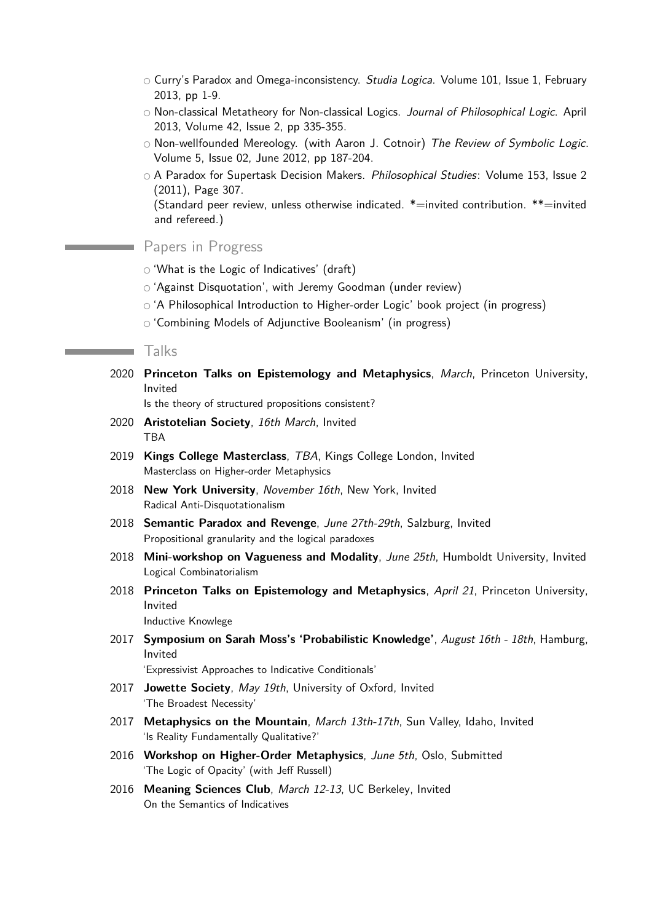- Curry's Paradox and Omega-inconsistency. *Studia Logica*. Volume 101, Issue 1, February 2013, pp 1-9.
- Non-classical Metatheory for Non-classical Logics. *Journal of Philosophical Logic*. April 2013, Volume 42, Issue 2, pp 335-355.
- Non-wellfounded Mereology. (with Aaron J. Cotnoir) *The Review of Symbolic Logic*. Volume 5, Issue 02, June 2012, pp 187-204.
- A Paradox for Supertask Decision Makers. *Philosophical Studies*: Volume 153, Issue 2 (2011), Page 307.

(Standard peer review, unless otherwise indicated. *=invited contribution. **=invited and refereed.)

## Papers in Progress

- 'What is the Logic of Indicatives' (draft)
- 'Against Disquotation', with Jeremy Goodman (under review)
- 'A Philosophical Introduction to Higher-order Logic' book project (in progress)
- 'Combining Models of Adjunctive Booleanism' (in progress)

## Talks

2020 **Princeton Talks on Epistemology and Metaphysics**, *March*, Princeton University, Invited
Is the theory of structured propositions consistent?

2020 **Aristotelian Society**, *16th March*, Invited
TBA

2019 **Kings College Masterclass**, *TBA*, Kings College London, Invited
Masterclass on Higher-order Metaphysics

2018 **New York University**, *November 16th*, New York, Invited
Radical Anti-Disquotationalism

2018 **Semantic Paradox and Revenge**, *June 27th-29th*, Salzburg, Invited
Propositional granularity and the logical paradoxes

2018 **Mini-workshop on Vagueness and Modality**, *June 25th*, Humboldt University, Invited
Logical Combinatorialism

2018 **Princeton Talks on Epistemology and Metaphysics**, *April 21*, Princeton University, Invited
Inductive Knowlege

2017 **Symposium on Sarah Moss's 'Probabilistic Knowledge'**, *August 16th - 18th*, Hamburg, Invited
'Expressivist Approaches to Indicative Conditionals'

2017 **Jowette Society**, *May 19th*, University of Oxford, Invited
'The Broadest Necessity'

2017 **Metaphysics on the Mountain**, *March 13th-17th*, Sun Valley, Idaho, Invited
'Is Reality Fundamentally Qualitative?'

2016 **Workshop on Higher-Order Metaphysics**, *June 5th*, Oslo, Submitted
'The Logic of Opacity' (with Jeff Russell)

2016 **Meaning Sciences Club**, *March 12-13*, UC Berkeley, Invited
On the Semantics of Indicatives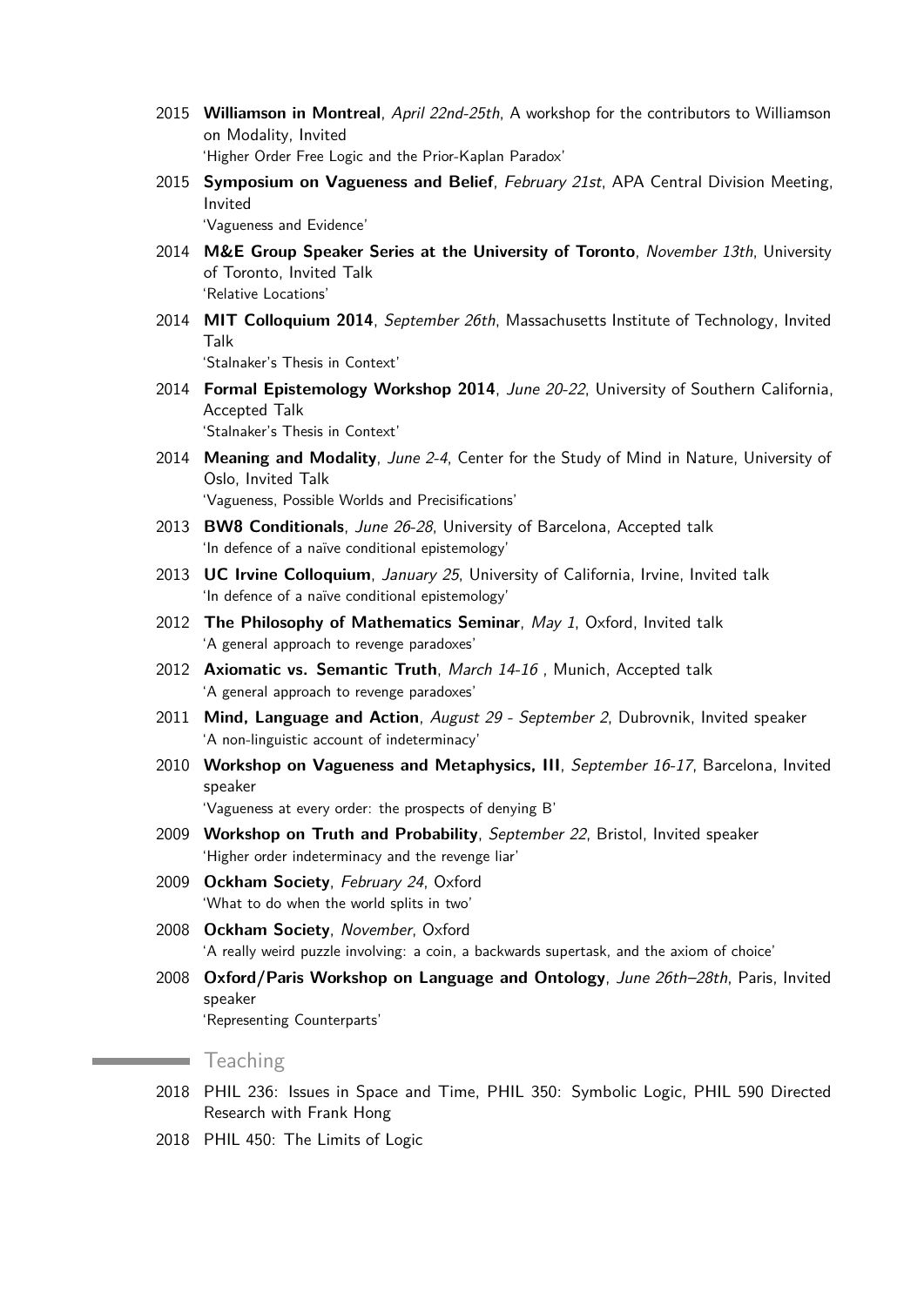2015 **Williamson in Montreal**, *April 22nd-25th*, A workshop for the contributors to Williamson on Modality, Invited
'Higher Order Free Logic and the Prior-Kaplan Paradox'

2015 **Symposium on Vagueness and Belief**, *February 21st*, APA Central Division Meeting, Invited
'Vagueness and Evidence'

2014 **M&E Group Speaker Series at the University of Toronto**, *November 13th*, University of Toronto, Invited Talk
'Relative Locations'

2014 **MIT Colloquium 2014**, *September 26th*, Massachusetts Institute of Technology, Invited Talk
'Stalnaker's Thesis in Context'

2014 **Formal Epistemology Workshop 2014**, *June 20-22*, University of Southern California, Accepted Talk
'Stalnaker's Thesis in Context'

2014 **Meaning and Modality**, *June 2-4*, Center for the Study of Mind in Nature, University of Oslo, Invited Talk
'Vagueness, Possible Worlds and Precisifications'

2013 **BW8 Conditionals**, *June 26-28*, University of Barcelona, Accepted talk
'In defence of a naïve conditional epistemology'

2013 **UC Irvine Colloquium**, *January 25*, University of California, Irvine, Invited talk
'In defence of a naïve conditional epistemology'

2012 **The Philosophy of Mathematics Seminar**, *May 1*, Oxford, Invited talk
'A general approach to revenge paradoxes'

2012 **Axiomatic vs. Semantic Truth**, *March 14-16* , Munich, Accepted talk
'A general approach to revenge paradoxes'

2011 **Mind, Language and Action**, *August 29 - September 2*, Dubrovnik, Invited speaker
'A non-linguistic account of indeterminacy'

2010 **Workshop on Vagueness and Metaphysics, III**, *September 16-17*, Barcelona, Invited speaker
'Vagueness at every order: the prospects of denying B'

2009 **Workshop on Truth and Probability**, *September 22*, Bristol, Invited speaker
'Higher order indeterminacy and the revenge liar'

2009 **Ockham Society**, *February 24*, Oxford
'What to do when the world splits in two'

2008 **Ockham Society**, *November*, Oxford
'A really weird puzzle involving: a coin, a backwards supertask, and the axiom of choice'

2008 **Oxford/Paris Workshop on Language and Ontology**, *June 26th–28th*, Paris, Invited speaker
'Representing Counterparts'

## Teaching

2018 PHIL 236: Issues in Space and Time, PHIL 350: Symbolic Logic, PHIL 590 Directed Research with Frank Hong

2018 PHIL 450: The Limits of Logic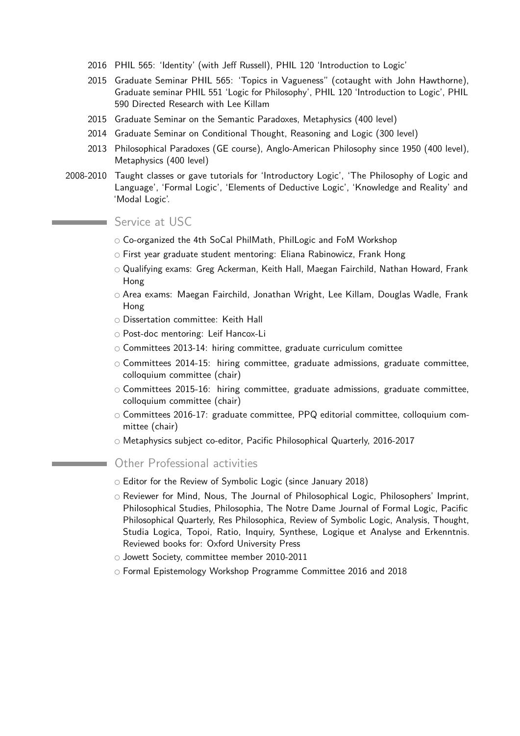- 2016 PHIL 565: 'Identity' (with Jeff Russell), PHIL 120 'Introduction to Logic'
- 2015 Graduate Seminar PHIL 565: 'Topics in Vagueness" (cotaught with John Hawthorne), Graduate seminar PHIL 551 'Logic for Philosophy', PHIL 120 'Introduction to Logic', PHIL 590 Directed Research with Lee Killam
- 2015 Graduate Seminar on the Semantic Paradoxes, Metaphysics (400 level)
- 2014 Graduate Seminar on Conditional Thought, Reasoning and Logic (300 level)
- 2013 Philosophical Paradoxes (GE course), Anglo-American Philosophy since 1950 (400 level), Metaphysics (400 level)
- 2008-2010 Taught classes or gave tutorials for 'Introductory Logic', 'The Philosophy of Logic and Language', 'Formal Logic', 'Elements of Deductive Logic', 'Knowledge and Reality' and 'Modal Logic'.

## Service at USC

- Co-organized the 4th SoCal PhilMath, PhilLogic and FoM Workshop
- First year graduate student mentoring: Eliana Rabinowicz, Frank Hong
- Qualifying exams: Greg Ackerman, Keith Hall, Maegan Fairchild, Nathan Howard, Frank Hong
- Area exams: Maegan Fairchild, Jonathan Wright, Lee Killam, Douglas Wadle, Frank Hong
- Dissertation committee: Keith Hall
- Post-doc mentoring: Leif Hancox-Li
- Committees 2013-14: hiring committee, graduate curriculum comittee
- Committees 2014-15: hiring committee, graduate admissions, graduate committee, colloquium committee (chair)
- Committees 2015-16: hiring committee, graduate admissions, graduate committee, colloquium committee (chair)
- Committees 2016-17: graduate committee, PPQ editorial committee, colloquium committee (chair)
- Metaphysics subject co-editor, Pacific Philosophical Quarterly, 2016-2017

## Other Professional activities

- Editor for the Review of Symbolic Logic (since January 2018)
- Reviewer for Mind, Nous, The Journal of Philosophical Logic, Philosophers' Imprint, Philosophical Studies, Philosophia, The Notre Dame Journal of Formal Logic, Pacific Philosophical Quarterly, Res Philosophica, Review of Symbolic Logic, Analysis, Thought, Studia Logica, Topoi, Ratio, Inquiry, Synthese, Logique et Analyse and Erkenntnis. Reviewed books for: Oxford University Press
- Jowett Society, committee member 2010-2011
- Formal Epistemology Workshop Programme Committee 2016 and 2018